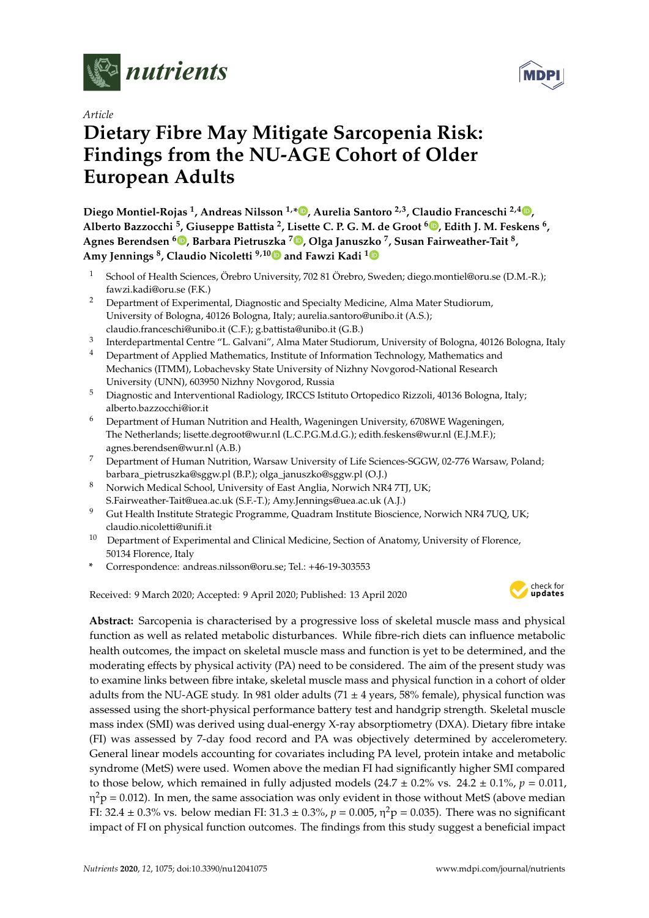*Article*

# Dietary Fibre May Mitigate Sarcopenia Risk: Findings from the NU-AGE Cohort of Older European Adults

**Diego Montiel-Rojas [1], Andreas Nilsson [1,*], Aurelia Santoro [2,3], Claudio Franceschi [2,4], Alberto Bazzocchi [5], Giuseppe Battista [2], Lisette C. P. G. M. de Groot [6], Edith J. M. Feskens [6], Agnes Berendsen [6], Barbara Pietruszka [7], Olga Januszko [7], Susan Fairweather-Tait [8], Amy Jennings [8], Claudio Nicoletti [9,10] and Fawzi Kadi [1]**

1. School of Health Sciences, Örebro University, 702 81 Örebro, Sweden; diego.montiel@oru.se (D.M.-R.); fawzi.kadi@oru.se (F.K.)
2. Department of Experimental, Diagnostic and Specialty Medicine, Alma Mater Studiorum, University of Bologna, 40126 Bologna, Italy; aurelia.santoro@unibo.it (A.S.); claudio.franceschi@unibo.it (C.F.); g.battista@unibo.it (G.B.)
3. Interdepartmental Centre "L. Galvani", Alma Mater Studiorum, University of Bologna, 40126 Bologna, Italy
4. Department of Applied Mathematics, Institute of Information Technology, Mathematics and Mechanics (ITMM), Lobachevsky State University of Nizhny Novgorod-National Research University (UNN), 603950 Nizhny Novgorod, Russia
5. Diagnostic and Interventional Radiology, IRCCS Istituto Ortopedico Rizzoli, 40136 Bologna, Italy; alberto.bazzocchi@ior.it
6. Department of Human Nutrition and Health, Wageningen University, 6708WE Wageningen, The Netherlands; lisette.degroot@wur.nl (L.C.P.G.M.d.G.); edith.feskens@wur.nl (E.J.M.F.); agnes.berendsen@wur.nl (A.B.)
7. Department of Human Nutrition, Warsaw University of Life Sciences-SGGW, 02-776 Warsaw, Poland; barbara_pietruszka@sggw.pl (B.P.); olga_januszko@sggw.pl (O.J.)
8. Norwich Medical School, University of East Anglia, Norwich NR4 7TJ, UK; S.Fairweather-Tait@uea.ac.uk (S.F.-T.); Amy.Jennings@uea.ac.uk (A.J.)
9. Gut Health Institute Strategic Programme, Quadram Institute Bioscience, Norwich NR4 7UQ, UK; claudio.nicoletti@unifi.it
10. Department of Experimental and Clinical Medicine, Section of Anatomy, University of Florence, 50134 Florence, Italy

\* Correspondence: andreas.nilsson@oru.se; Tel.: +46-19-303553

Received: 9 March 2020; Accepted: 9 April 2020; Published: 13 April 2020

**Abstract:** Sarcopenia is characterised by a progressive loss of skeletal muscle mass and physical function as well as related metabolic disturbances. While fibre-rich diets can influence metabolic health outcomes, the impact on skeletal muscle mass and function is yet to be determined, and the moderating effects by physical activity (PA) need to be considered. The aim of the present study was to examine links between fibre intake, skeletal muscle mass and physical function in a cohort of older adults from the NU-AGE study. In 981 older adults (71 ± 4 years, 58% female), physical function was assessed using the short-physical performance battery test and handgrip strength. Skeletal muscle mass index (SMI) was derived using dual-energy X-ray absorptiometry (DXA). Dietary fibre intake (FI) was assessed by 7-day food record and PA was objectively determined by accelerometery. General linear models accounting for covariates including PA level, protein intake and metabolic syndrome (MetS) were used. Women above the median FI had significantly higher SMI compared to those below, which remained in fully adjusted models (24.7 ± 0.2% vs. 24.2 ± 0.1%, $p = 0.011$, $\eta^2p = 0.012$). In men, the same association was only evident in those without MetS (above median FI: 32.4 ± 0.3% vs. below median FI: 31.3 ± 0.3%, $p = 0.005$, $\eta^2p = 0.035$). There was no significant impact of FI on physical function outcomes. The findings from this study suggest a beneficial impact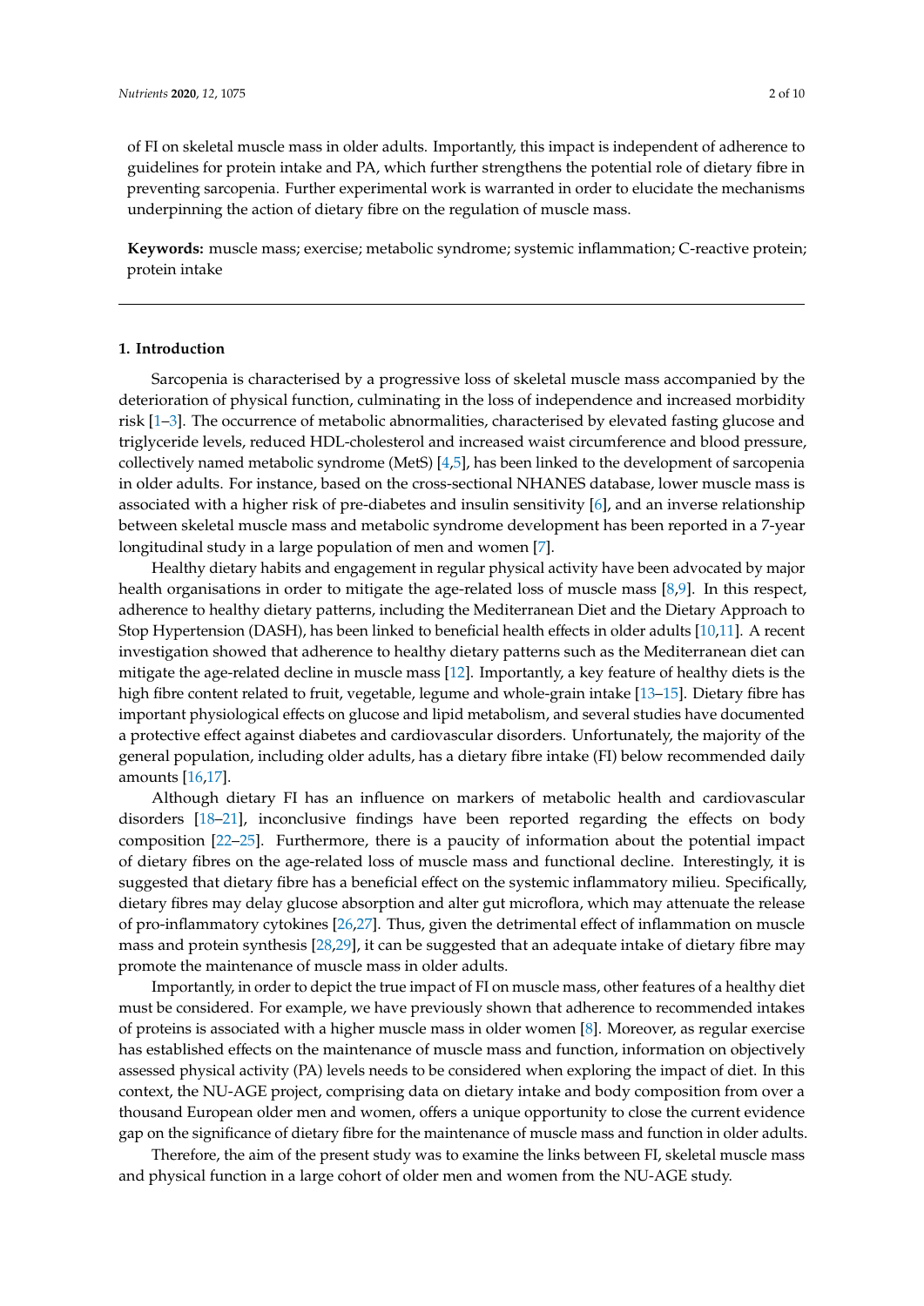of FI on skeletal muscle mass in older adults. Importantly, this impact is independent of adherence to guidelines for protein intake and PA, which further strengthens the potential role of dietary fibre in preventing sarcopenia. Further experimental work is warranted in order to elucidate the mechanisms underpinning the action of dietary fibre on the regulation of muscle mass.

**Keywords:** muscle mass; exercise; metabolic syndrome; systemic inflammation; C-reactive protein; protein intake

## 1. Introduction

Sarcopenia is characterised by a progressive loss of skeletal muscle mass accompanied by the deterioration of physical function, culminating in the loss of independence and increased morbidity risk [1–3]. The occurrence of metabolic abnormalities, characterised by elevated fasting glucose and triglyceride levels, reduced HDL-cholesterol and increased waist circumference and blood pressure, collectively named metabolic syndrome (MetS) [4,5], has been linked to the development of sarcopenia in older adults. For instance, based on the cross-sectional NHANES database, lower muscle mass is associated with a higher risk of pre-diabetes and insulin sensitivity [6], and an inverse relationship between skeletal muscle mass and metabolic syndrome development has been reported in a 7-year longitudinal study in a large population of men and women [7].

Healthy dietary habits and engagement in regular physical activity have been advocated by major health organisations in order to mitigate the age-related loss of muscle mass [8,9]. In this respect, adherence to healthy dietary patterns, including the Mediterranean Diet and the Dietary Approach to Stop Hypertension (DASH), has been linked to beneficial health effects in older adults [10,11]. A recent investigation showed that adherence to healthy dietary patterns such as the Mediterranean diet can mitigate the age-related decline in muscle mass [12]. Importantly, a key feature of healthy diets is the high fibre content related to fruit, vegetable, legume and whole-grain intake [13–15]. Dietary fibre has important physiological effects on glucose and lipid metabolism, and several studies have documented a protective effect against diabetes and cardiovascular disorders. Unfortunately, the majority of the general population, including older adults, has a dietary fibre intake (FI) below recommended daily amounts [16,17].

Although dietary FI has an influence on markers of metabolic health and cardiovascular disorders [18–21], inconclusive findings have been reported regarding the effects on body composition [22–25]. Furthermore, there is a paucity of information about the potential impact of dietary fibres on the age-related loss of muscle mass and functional decline. Interestingly, it is suggested that dietary fibre has a beneficial effect on the systemic inflammatory milieu. Specifically, dietary fibres may delay glucose absorption and alter gut microflora, which may attenuate the release of pro-inflammatory cytokines [26,27]. Thus, given the detrimental effect of inflammation on muscle mass and protein synthesis [28,29], it can be suggested that an adequate intake of dietary fibre may promote the maintenance of muscle mass in older adults.

Importantly, in order to depict the true impact of FI on muscle mass, other features of a healthy diet must be considered. For example, we have previously shown that adherence to recommended intakes of proteins is associated with a higher muscle mass in older women [8]. Moreover, as regular exercise has established effects on the maintenance of muscle mass and function, information on objectively assessed physical activity (PA) levels needs to be considered when exploring the impact of diet. In this context, the NU-AGE project, comprising data on dietary intake and body composition from over a thousand European older men and women, offers a unique opportunity to close the current evidence gap on the significance of dietary fibre for the maintenance of muscle mass and function in older adults.

Therefore, the aim of the present study was to examine the links between FI, skeletal muscle mass and physical function in a large cohort of older men and women from the NU-AGE study.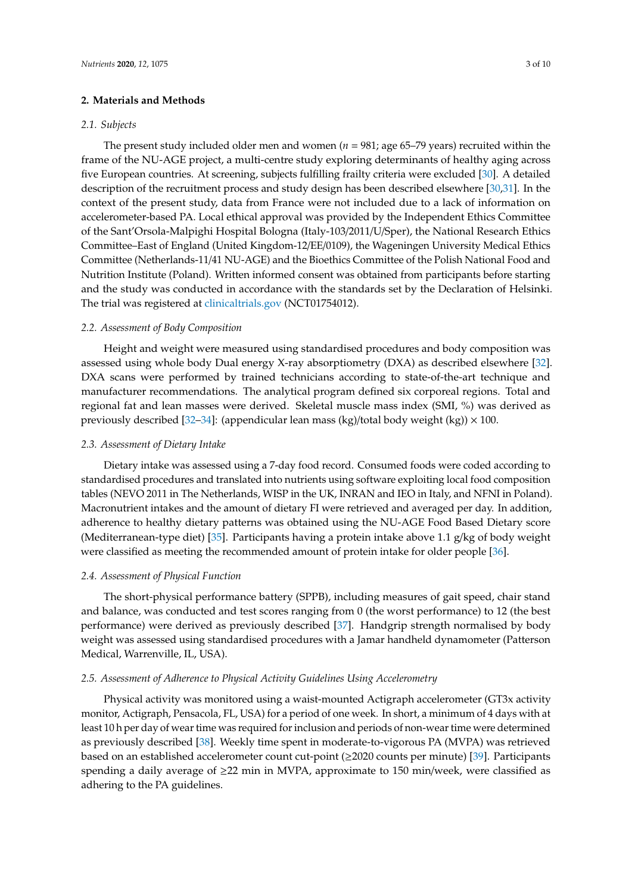## 2. Materials and Methods

### 2.1. Subjects

The present study included older men and women (*n* = 981; age 65–79 years) recruited within the frame of the NU-AGE project, a multi-centre study exploring determinants of healthy aging across five European countries. At screening, subjects fulfilling frailty criteria were excluded [30]. A detailed description of the recruitment process and study design has been described elsewhere [30,31]. In the context of the present study, data from France were not included due to a lack of information on accelerometer-based PA. Local ethical approval was provided by the Independent Ethics Committee of the Sant'Orsola-Malpighi Hospital Bologna (Italy-103/2011/U/Sper), the National Research Ethics Committee–East of England (United Kingdom-12/EE/0109), the Wageningen University Medical Ethics Committee (Netherlands-11/41 NU-AGE) and the Bioethics Committee of the Polish National Food and Nutrition Institute (Poland). Written informed consent was obtained from participants before starting and the study was conducted in accordance with the standards set by the Declaration of Helsinki. The trial was registered at clinicaltrials.gov (NCT01754012).

### 2.2. Assessment of Body Composition

Height and weight were measured using standardised procedures and body composition was assessed using whole body Dual energy X-ray absorptiometry (DXA) as described elsewhere [32]. DXA scans were performed by trained technicians according to state-of-the-art technique and manufacturer recommendations. The analytical program defined six corporeal regions. Total and regional fat and lean masses were derived. Skeletal muscle mass index (SMI, %) was derived as previously described [32–34]: (appendicular lean mass (kg)/total body weight (kg)) $\times$ 100.

### 2.3. Assessment of Dietary Intake

Dietary intake was assessed using a 7-day food record. Consumed foods were coded according to standardised procedures and translated into nutrients using software exploiting local food composition tables (NEVO 2011 in The Netherlands, WISP in the UK, INRAN and IEO in Italy, and NFNI in Poland). Macronutrient intakes and the amount of dietary FI were retrieved and averaged per day. In addition, adherence to healthy dietary patterns was obtained using the NU-AGE Food Based Dietary score (Mediterranean-type diet) [35]. Participants having a protein intake above 1.1 g/kg of body weight were classified as meeting the recommended amount of protein intake for older people [36].

### 2.4. Assessment of Physical Function

The short-physical performance battery (SPPB), including measures of gait speed, chair stand and balance, was conducted and test scores ranging from 0 (the worst performance) to 12 (the best performance) were derived as previously described [37]. Handgrip strength normalised by body weight was assessed using standardised procedures with a Jamar handheld dynamometer (Patterson Medical, Warrenville, IL, USA).

### 2.5. Assessment of Adherence to Physical Activity Guidelines Using Accelerometry

Physical activity was monitored using a waist-mounted Actigraph accelerometer (GT3x activity monitor, Actigraph, Pensacola, FL, USA) for a period of one week. In short, a minimum of 4 days with at least 10 h per day of wear time was required for inclusion and periods of non-wear time were determined as previously described [38]. Weekly time spent in moderate-to-vigorous PA (MVPA) was retrieved based on an established accelerometer count cut-point ($\geq$2020 counts per minute) [39]. Participants spending a daily average of $\geq$22 min in MVPA, approximate to 150 min/week, were classified as adhering to the PA guidelines.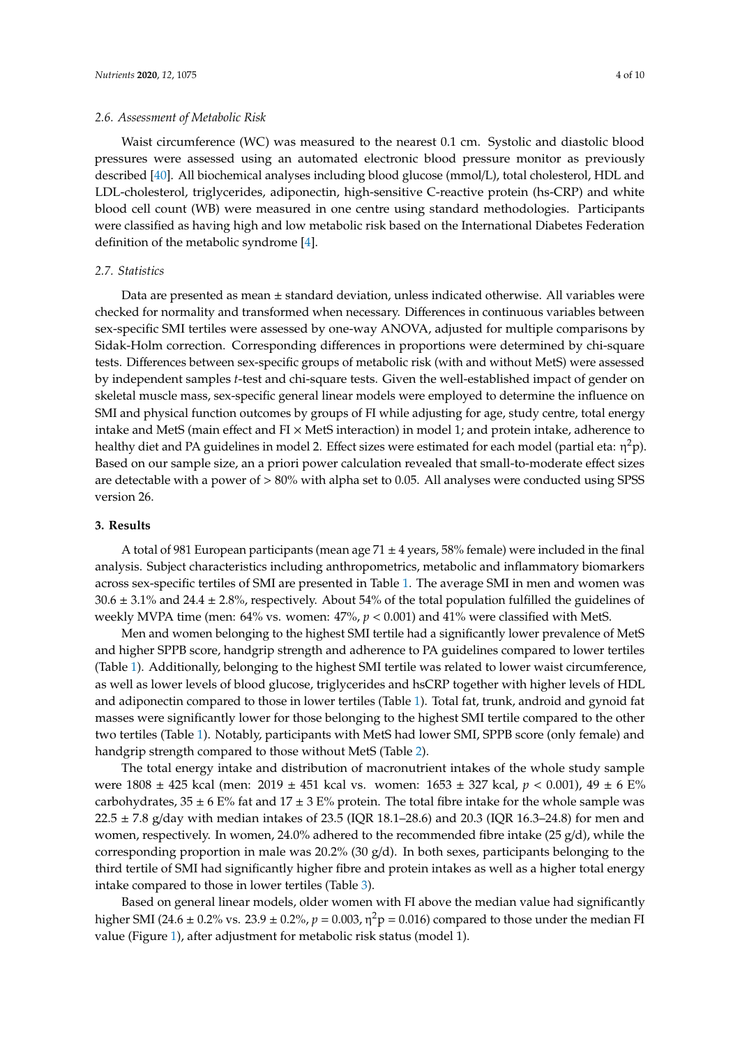### 2.6. Assessment of Metabolic Risk

Waist circumference (WC) was measured to the nearest 0.1 cm. Systolic and diastolic blood pressures were assessed using an automated electronic blood pressure monitor as previously described [40]. All biochemical analyses including blood glucose (mmol/L), total cholesterol, HDL and LDL-cholesterol, triglycerides, adiponectin, high-sensitive C-reactive protein (hs-CRP) and white blood cell count (WB) were measured in one centre using standard methodologies. Participants were classified as having high and low metabolic risk based on the International Diabetes Federation definition of the metabolic syndrome [4].

### 2.7. Statistics

Data are presented as mean ± standard deviation, unless indicated otherwise. All variables were checked for normality and transformed when necessary. Differences in continuous variables between sex-specific SMI tertiles were assessed by one-way ANOVA, adjusted for multiple comparisons by Sidak-Holm correction. Corresponding differences in proportions were determined by chi-square tests. Differences between sex-specific groups of metabolic risk (with and without MetS) were assessed by independent samples *t*-test and chi-square tests. Given the well-established impact of gender on skeletal muscle mass, sex-specific general linear models were employed to determine the influence on SMI and physical function outcomes by groups of FI while adjusting for age, study centre, total energy intake and MetS (main effect and FI × MetS interaction) in model 1; and protein intake, adherence to healthy diet and PA guidelines in model 2. Effect sizes were estimated for each model (partial eta: $\eta^2$p). Based on our sample size, an a priori power calculation revealed that small-to-moderate effect sizes are detectable with a power of > 80% with alpha set to 0.05. All analyses were conducted using SPSS version 26.

## 3. Results

A total of 981 European participants (mean age 71 ± 4 years, 58% female) were included in the final analysis. Subject characteristics including anthropometrics, metabolic and inflammatory biomarkers across sex-specific tertiles of SMI are presented in Table 1. The average SMI in men and women was 30.6 ± 3.1% and 24.4 ± 2.8%, respectively. About 54% of the total population fulfilled the guidelines of weekly MVPA time (men: 64% vs. women: 47%, $p < 0.001$) and 41% were classified with MetS.

Men and women belonging to the highest SMI tertile had a significantly lower prevalence of MetS and higher SPPB score, handgrip strength and adherence to PA guidelines compared to lower tertiles (Table 1). Additionally, belonging to the highest SMI tertile was related to lower waist circumference, as well as lower levels of blood glucose, triglycerides and hsCRP together with higher levels of HDL and adiponectin compared to those in lower tertiles (Table 1). Total fat, trunk, android and gynoid fat masses were significantly lower for those belonging to the highest SMI tertile compared to the other two tertiles (Table 1). Notably, participants with MetS had lower SMI, SPPB score (only female) and handgrip strength compared to those without MetS (Table 2).

The total energy intake and distribution of macronutrient intakes of the whole study sample were 1808 ± 425 kcal (men: 2019 ± 451 kcal vs. women: 1653 ± 327 kcal, $p < 0.001$), 49 ± 6 E% carbohydrates, 35 ± 6 E% fat and 17 ± 3 E% protein. The total fibre intake for the whole sample was 22.5 ± 7.8 g/day with median intakes of 23.5 (IQR 18.1–28.6) and 20.3 (IQR 16.3–24.8) for men and women, respectively. In women, 24.0% adhered to the recommended fibre intake (25 g/d), while the corresponding proportion in male was 20.2% (30 g/d). In both sexes, participants belonging to the third tertile of SMI had significantly higher fibre and protein intakes as well as a higher total energy intake compared to those in lower tertiles (Table 3).

Based on general linear models, older women with FI above the median value had significantly higher SMI (24.6 ± 0.2% vs. 23.9 ± 0.2%, $p = 0.003$, $\eta^2$p = 0.016) compared to those under the median FI value (Figure 1), after adjustment for metabolic risk status (model 1).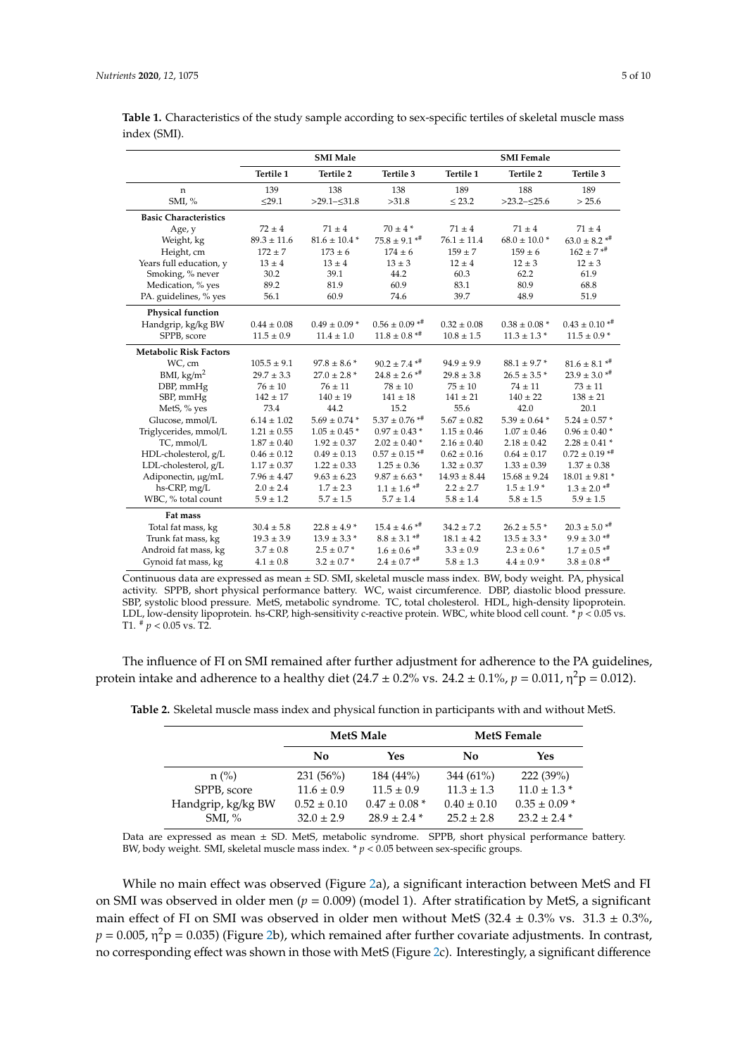**Table 1.** Characteristics of the study sample according to sex-specific tertiles of skeletal muscle mass index (SMI).

| | SMI Male | | | SMI Female | | |
|---|---|---|---|---|---|---|
| | **Tertile 1** | **Tertile 2** | **Tertile 3** | **Tertile 1** | **Tertile 2** | **Tertile 3** |
| n | 139 | 138 | 138 | 189 | 188 | 189 |
| SMI, % | ≤29.1 | >29.1–≤31.8 | >31.8 | ≤ 23.2 | >23.2–≤25.6 | > 25.6 |
| **Basic Characteristics** | | | | | | |
| Age, y | 72 ± 4 | 71 ± 4 | 70 ± 4 * | 71 ± 4 | 71 ± 4 | 71 ± 4 |
| Weight, kg | 89.3 ± 11.6 | 81.6 ± 10.4 * | 75.8 ± 9.1 *# | 76.1 ± 11.4 | 68.0 ± 10.0 * | 63.0 ± 8.2 *# |
| Height, cm | 172 ± 7 | 173 ± 6 | 174 ± 6 | 159 ± 7 | 159 ± 6 | 162 ± 7 *# |
| Years full education, y | 13 ± 4 | 13 ± 4 | 13 ± 3 | 12 ± 4 | 12 ± 3 | 12 ± 3 |
| Smoking, % never | 30.2 | 39.1 | 44.2 | 60.3 | 62.2 | 61.9 |
| Medication, % yes | 89.2 | 81.9 | 60.9 | 83.1 | 80.9 | 68.8 |
| PA. guidelines, % yes | 56.1 | 60.9 | 74.6 | 39.7 | 48.9 | 51.9 |
| **Physical function** | | | | | | |
| Handgrip, kg/kg BW | 0.44 ± 0.08 | 0.49 ± 0.09 * | 0.56 ± 0.09 *# | 0.32 ± 0.08 | 0.38 ± 0.08 * | 0.43 ± 0.10 *# |
| SPPB, score | 11.5 ± 0.9 | 11.4 ± 1.0 | 11.8 ± 0.8 *# | 10.8 ± 1.5 | 11.3 ± 1.3 * | 11.5 ± 0.9 * |
| **Metabolic Risk Factors** | | | | | | |
| WC, cm | 105.5 ± 9.1 | 97.8 ± 8.6 * | 90.2 ± 7.4 *# | 94.9 ± 9.9 | 88.1 ± 9.7 * | 81.6 ± 8.1 *# |
| BMI, kg/m$^2$ | 29.7 ± 3.3 | 27.0 ± 2.8 * | 24.8 ± 2.6 *# | 29.8 ± 3.8 | 26.5 ± 3.5 * | 23.9 ± 3.0 *# |
| DBP, mmHg | 76 ± 10 | 76 ± 11 | 78 ± 10 | 75 ± 10 | 74 ± 11 | 73 ± 11 |
| SBP, mmHg | 142 ± 17 | 140 ± 19 | 141 ± 18 | 141 ± 21 | 140 ± 22 | 138 ± 21 |
| MetS, % yes | 73.4 | 44.2 | 15.2 | 55.6 | 42.0 | 20.1 |
| Glucose, mmol/L | 6.14 ± 1.02 | 5.69 ± 0.74 * | 5.37 ± 0.76 *# | 5.67 ± 0.82 | 5.39 ± 0.64 * | 5.24 ± 0.57 * |
| Triglycerides, mmol/L | 1.21 ± 0.55 | 1.05 ± 0.45 * | 0.97 ± 0.43 * | 1.15 ± 0.46 | 1.07 ± 0.46 | 0.96 ± 0.40 * |
| TC, mmol/L | 1.87 ± 0.40 | 1.92 ± 0.37 | 2.02 ± 0.40 * | 2.16 ± 0.40 | 2.18 ± 0.42 | 2.28 ± 0.41 * |
| HDL-cholesterol, g/L | 0.46 ± 0.12 | 0.49 ± 0.13 | 0.57 ± 0.15 *# | 0.62 ± 0.16 | 0.64 ± 0.17 | 0.72 ± 0.19 *# |
| LDL-cholesterol, g/L | 1.17 ± 0.37 | 1.22 ± 0.33 | 1.25 ± 0.36 | 1.32 ± 0.37 | 1.33 ± 0.39 | 1.37 ± 0.38 |
| Adiponectin, μg/mL | 7.96 ± 4.47 | 9.63 ± 6.23 | 9.87 ± 6.63 * | 14.93 ± 8.44 | 15.68 ± 9.24 | 18.01 ± 9.81 * |
| hs-CRP, mg/L | 2.0 ± 2.4 | 1.7 ± 2.3 | 1.1 ± 1.6 *# | 2.2 ± 2.7 | 1.5 ± 1.9 * | 1.3 ± 2.0 *# |
| WBC, % total count | 5.9 ± 1.2 | 5.7 ± 1.5 | 5.7 ± 1.4 | 5.8 ± 1.4 | 5.8 ± 1.5 | 5.9 ± 1.5 |
| **Fat mass** | | | | | | |
| Total fat mass, kg | 30.4 ± 5.8 | 22.8 ± 4.9 * | 15.4 ± 4.6 *# | 34.2 ± 7.2 | 26.2 ± 5.5 * | 20.3 ± 5.0 *# |
| Trunk fat mass, kg | 19.3 ± 3.9 | 13.9 ± 3.3 * | 8.8 ± 3.1 *# | 18.1 ± 4.2 | 13.5 ± 3.3 * | 9.9 ± 3.0 *# |
| Android fat mass, kg | 3.7 ± 0.8 | 2.5 ± 0.7 * | 1.6 ± 0.6 *# | 3.3 ± 0.9 | 2.3 ± 0.6 * | 1.7 ± 0.5 *# |
| Gynoid fat mass, kg | 4.1 ± 0.8 | 3.2 ± 0.7 * | 2.4 ± 0.7 *# | 5.8 ± 1.3 | 4.4 ± 0.9 * | 3.8 ± 0.8 *# |

Continuous data are expressed as mean ± SD. SMI, skeletal muscle mass index. BW, body weight. PA, physical activity. SPPB, short physical performance battery. WC, waist circumference. DBP, diastolic blood pressure. SBP, systolic blood pressure. MetS, metabolic syndrome. TC, total cholesterol. HDL, high-density lipoprotein. LDL, low-density lipoprotein. hs-CRP, high-sensitivity c-reactive protein. WBC, white blood cell count. * $p < 0.05$ vs. T1. # $p < 0.05$ vs. T2.

The influence of FI on SMI remained after further adjustment for adherence to the PA guidelines, protein intake and adherence to a healthy diet (24.7 ± 0.2% vs. 24.2 ± 0.1%, $p = 0.011$, $\eta^2p = 0.012$).

**Table 2.** Skeletal muscle mass index and physical function in participants with and without MetS.

| | MetS Male | | MetS Female | |
|---|---|---|---|---|
| | **No** | **Yes** | **No** | **Yes** |
| n (%) | 231 (56%) | 184 (44%) | 344 (61%) | 222 (39%) |
| SPPB, score | 11.6 ± 0.9 | 11.5 ± 0.9 | 11.3 ± 1.3 | 11.0 ± 1.3 * |
| Handgrip, kg/kg BW | 0.52 ± 0.10 | 0.47 ± 0.08 * | 0.40 ± 0.10 | 0.35 ± 0.09 * |
| SMI, % | 32.0 ± 2.9 | 28.9 ± 2.4 * | 25.2 ± 2.8 | 23.2 ± 2.4 * |

Data are expressed as mean ± SD. MetS, metabolic syndrome. SPPB, short physical performance battery. BW, body weight. SMI, skeletal muscle mass index. * $p < 0.05$ between sex-specific groups.

While no main effect was observed (Figure 2a), a significant interaction between MetS and FI on SMI was observed in older men ($p = 0.009$) (model 1). After stratification by MetS, a significant main effect of FI on SMI was observed in older men without MetS (32.4 ± 0.3% vs. 31.3 ± 0.3%, $p = 0.005$, $\eta^2p = 0.035$) (Figure 2b), which remained after further covariate adjustments. In contrast, no corresponding effect was shown in those with MetS (Figure 2c). Interestingly, a significant difference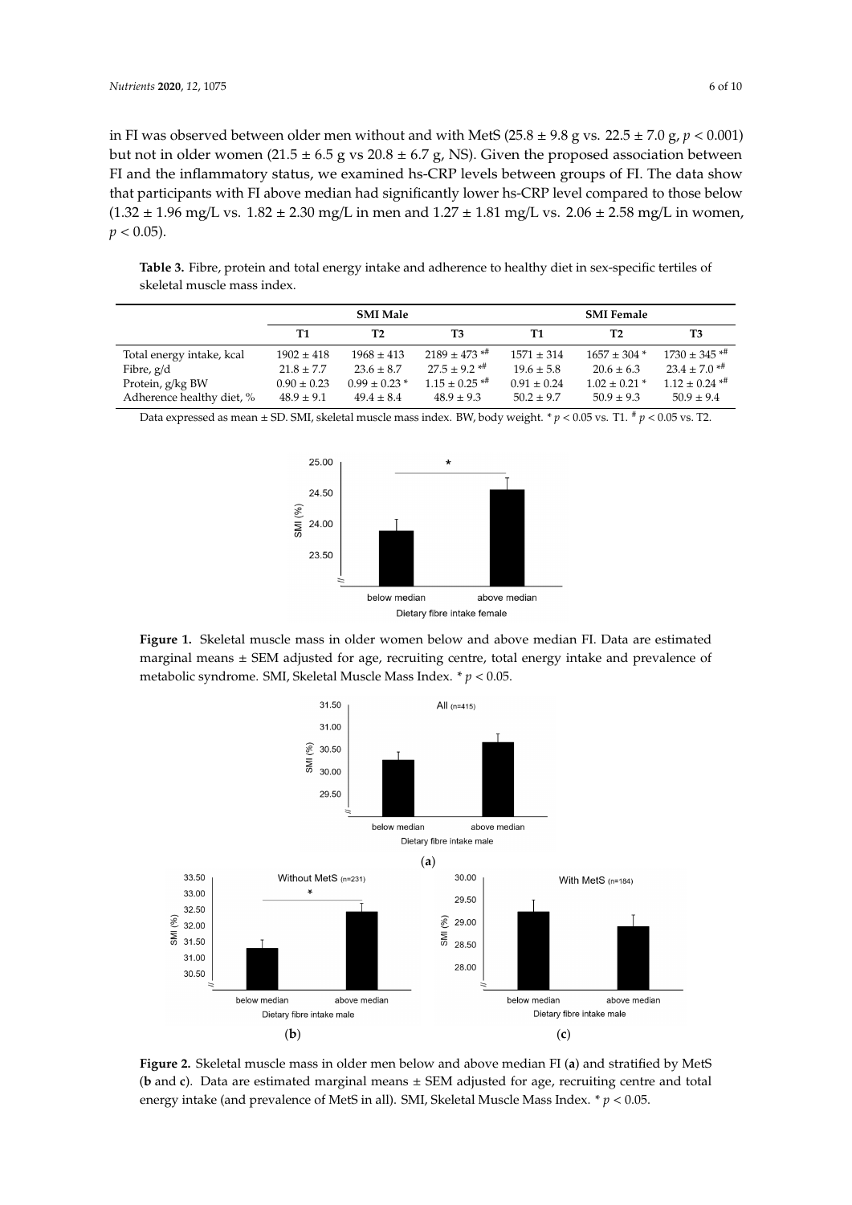in FI was observed between older men without and with MetS (25.8 ± 9.8 g vs. 22.5 ± 7.0 g, $p < 0.001$) but not in older women (21.5 ± 6.5 g vs 20.8 ± 6.7 g, NS). Given the proposed association between FI and the inflammatory status, we examined hs-CRP levels between groups of FI. The data show that participants with FI above median had significantly lower hs-CRP level compared to those below (1.32 ± 1.96 mg/L vs. 1.82 ± 2.30 mg/L in men and 1.27 ± 1.81 mg/L vs. 2.06 ± 2.58 mg/L in women, $p < 0.05$).

**Table 3.** Fibre, protein and total energy intake and adherence to healthy diet in sex-specific tertiles of skeletal muscle mass index.

| | SMI Male | | | SMI Female | | |
|---|---|---|---|---|---|---|
| | T1 | T2 | T3 | T1 | T2 | T3 |
| Total energy intake, kcal | 1902 ± 418 | 1968 ± 413 | 2189 ± 473 *# | 1571 ± 314 | 1657 ± 304 * | 1730 ± 345 *# |
| Fibre, g/d | 21.8 ± 7.7 | 23.6 ± 8.7 | 27.5 ± 9.2 *# | 19.6 ± 5.8 | 20.6 ± 6.3 | 23.4 ± 7.0 *# |
| Protein, g/kg BW | 0.90 ± 0.23 | 0.99 ± 0.23 * | 1.15 ± 0.25 *# | 0.91 ± 0.24 | 1.02 ± 0.21 * | 1.12 ± 0.24 *# |
| Adherence healthy diet, % | 48.9 ± 9.1 | 49.4 ± 8.4 | 48.9 ± 9.3 | 50.2 ± 9.7 | 50.9 ± 9.3 | 50.9 ± 9.4 |

Data expressed as mean ± SD. SMI, skeletal muscle mass index. BW, body weight. * $p < 0.05$ vs. T1. # $p < 0.05$ vs. T2.

**Figure 1.** Skeletal muscle mass in older women below and above median FI. Data are estimated marginal means ± SEM adjusted for age, recruiting centre, total energy intake and prevalence of metabolic syndrome. SMI, Skeletal Muscle Mass Index. * $p < 0.05$.

**Figure 2.** Skeletal muscle mass in older men below and above median FI (**a**) and stratified by MetS (**b** and **c**). Data are estimated marginal means ± SEM adjusted for age, recruiting centre and total energy intake (and prevalence of MetS in all). SMI, Skeletal Muscle Mass Index. * $p < 0.05$.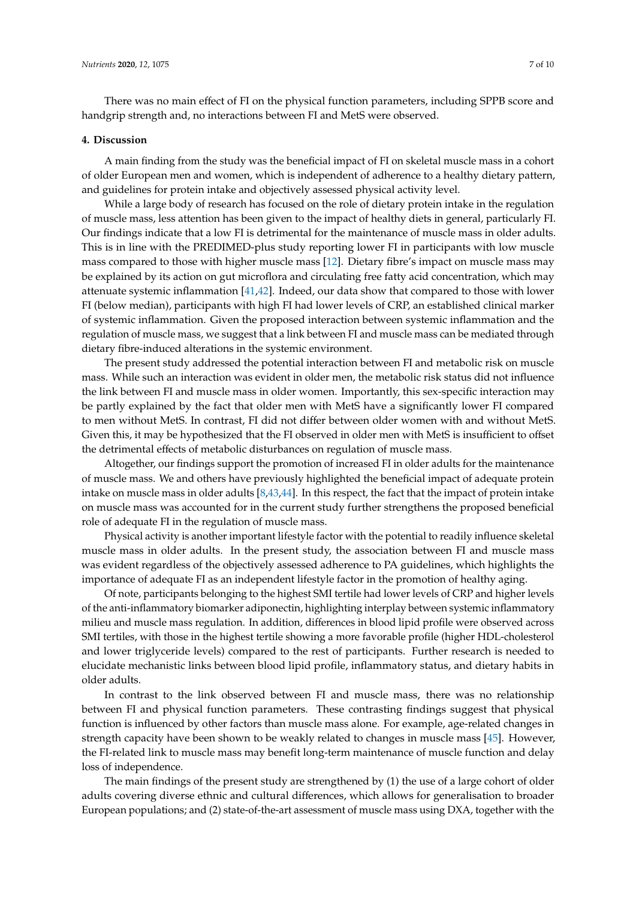There was no main effect of FI on the physical function parameters, including SPPB score and handgrip strength and, no interactions between FI and MetS were observed.

## 4. Discussion

A main finding from the study was the beneficial impact of FI on skeletal muscle mass in a cohort of older European men and women, which is independent of adherence to a healthy dietary pattern, and guidelines for protein intake and objectively assessed physical activity level.

While a large body of research has focused on the role of dietary protein intake in the regulation of muscle mass, less attention has been given to the impact of healthy diets in general, particularly FI. Our findings indicate that a low FI is detrimental for the maintenance of muscle mass in older adults. This is in line with the PREDIMED-plus study reporting lower FI in participants with low muscle mass compared to those with higher muscle mass [12]. Dietary fibre's impact on muscle mass may be explained by its action on gut microflora and circulating free fatty acid concentration, which may attenuate systemic inflammation [41,42]. Indeed, our data show that compared to those with lower FI (below median), participants with high FI had lower levels of CRP, an established clinical marker of systemic inflammation. Given the proposed interaction between systemic inflammation and the regulation of muscle mass, we suggest that a link between FI and muscle mass can be mediated through dietary fibre-induced alterations in the systemic environment.

The present study addressed the potential interaction between FI and metabolic risk on muscle mass. While such an interaction was evident in older men, the metabolic risk status did not influence the link between FI and muscle mass in older women. Importantly, this sex-specific interaction may be partly explained by the fact that older men with MetS have a significantly lower FI compared to men without MetS. In contrast, FI did not differ between older women with and without MetS. Given this, it may be hypothesized that the FI observed in older men with MetS is insufficient to offset the detrimental effects of metabolic disturbances on regulation of muscle mass.

Altogether, our findings support the promotion of increased FI in older adults for the maintenance of muscle mass. We and others have previously highlighted the beneficial impact of adequate protein intake on muscle mass in older adults [8,43,44]. In this respect, the fact that the impact of protein intake on muscle mass was accounted for in the current study further strengthens the proposed beneficial role of adequate FI in the regulation of muscle mass.

Physical activity is another important lifestyle factor with the potential to readily influence skeletal muscle mass in older adults. In the present study, the association between FI and muscle mass was evident regardless of the objectively assessed adherence to PA guidelines, which highlights the importance of adequate FI as an independent lifestyle factor in the promotion of healthy aging.

Of note, participants belonging to the highest SMI tertile had lower levels of CRP and higher levels of the anti-inflammatory biomarker adiponectin, highlighting interplay between systemic inflammatory milieu and muscle mass regulation. In addition, differences in blood lipid profile were observed across SMI tertiles, with those in the highest tertile showing a more favorable profile (higher HDL-cholesterol and lower triglyceride levels) compared to the rest of participants. Further research is needed to elucidate mechanistic links between blood lipid profile, inflammatory status, and dietary habits in older adults.

In contrast to the link observed between FI and muscle mass, there was no relationship between FI and physical function parameters. These contrasting findings suggest that physical function is influenced by other factors than muscle mass alone. For example, age-related changes in strength capacity have been shown to be weakly related to changes in muscle mass [45]. However, the FI-related link to muscle mass may benefit long-term maintenance of muscle function and delay loss of independence.

The main findings of the present study are strengthened by (1) the use of a large cohort of older adults covering diverse ethnic and cultural differences, which allows for generalisation to broader European populations; and (2) state-of-the-art assessment of muscle mass using DXA, together with the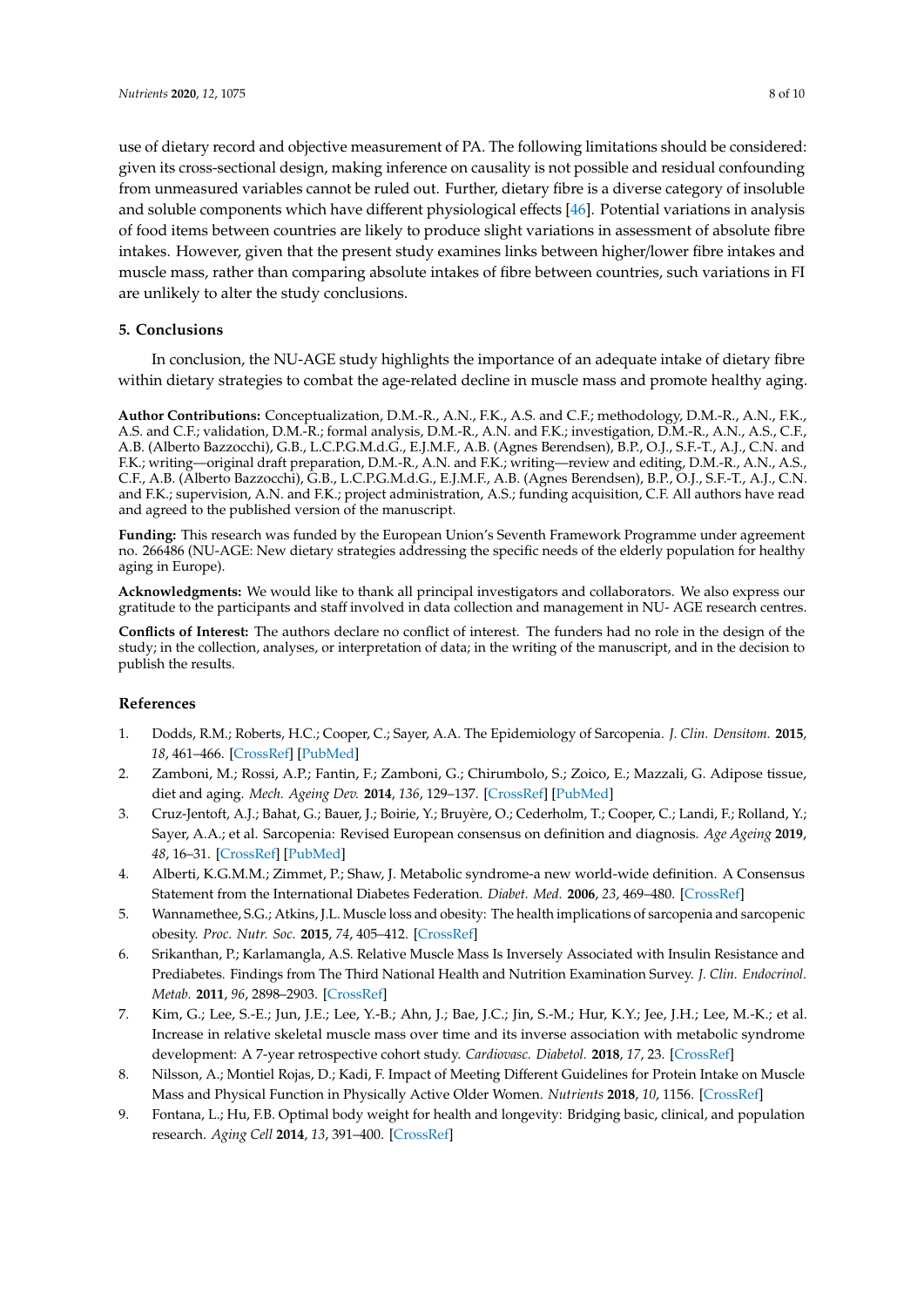use of dietary record and objective measurement of PA. The following limitations should be considered: given its cross-sectional design, making inference on causality is not possible and residual confounding from unmeasured variables cannot be ruled out. Further, dietary fibre is a diverse category of insoluble and soluble components which have different physiological effects [46]. Potential variations in analysis of food items between countries are likely to produce slight variations in assessment of absolute fibre intakes. However, given that the present study examines links between higher/lower fibre intakes and muscle mass, rather than comparing absolute intakes of fibre between countries, such variations in FI are unlikely to alter the study conclusions.

## 5. Conclusions

In conclusion, the NU-AGE study highlights the importance of an adequate intake of dietary fibre within dietary strategies to combat the age-related decline in muscle mass and promote healthy aging.

**Author Contributions:** Conceptualization, D.M.-R., A.N., F.K., A.S. and C.F.; methodology, D.M.-R., A.N., F.K., A.S. and C.F.; validation, D.M.-R.; formal analysis, D.M.-R., A.N. and F.K.; investigation, D.M.-R., A.N., A.S., C.F., A.B. (Alberto Bazzocchi), G.B., L.C.P.G.M.d.G., E.J.M.F., A.B. (Agnes Berendsen), B.P., O.J., S.F.-T., A.J., C.N. and F.K.; writing—original draft preparation, D.M.-R., A.N. and F.K.; writing—review and editing, D.M.-R., A.N., A.S., C.F., A.B. (Alberto Bazzocchi), G.B., L.C.P.G.M.d.G., E.J.M.F., A.B. (Agnes Berendsen), B.P., O.J., S.F.-T., A.J., C.N. and F.K.; supervision, A.N. and F.K.; project administration, A.S.; funding acquisition, C.F. All authors have read and agreed to the published version of the manuscript.

**Funding:** This research was funded by the European Union's Seventh Framework Programme under agreement no. 266486 (NU-AGE: New dietary strategies addressing the specific needs of the elderly population for healthy aging in Europe).

**Acknowledgments:** We would like to thank all principal investigators and collaborators. We also express our gratitude to the participants and staff involved in data collection and management in NU- AGE research centres.

**Conflicts of Interest:** The authors declare no conflict of interest. The funders had no role in the design of the study; in the collection, analyses, or interpretation of data; in the writing of the manuscript, and in the decision to publish the results.

## References

1. Dodds, R.M.; Roberts, H.C.; Cooper, C.; Sayer, A.A. The Epidemiology of Sarcopenia. *J. Clin. Densitom.* **2015**, *18*, 461–466. [CrossRef] [PubMed]
2. Zamboni, M.; Rossi, A.P.; Fantin, F.; Zamboni, G.; Chirumbolo, S.; Zoico, E.; Mazzali, G. Adipose tissue, diet and aging. *Mech. Ageing Dev.* **2014**, *136*, 129–137. [CrossRef] [PubMed]
3. Cruz-Jentoft, A.J.; Bahat, G.; Bauer, J.; Boirie, Y.; Bruyère, O.; Cederholm, T.; Cooper, C.; Landi, F.; Rolland, Y.; Sayer, A.A.; et al. Sarcopenia: Revised European consensus on definition and diagnosis. *Age Ageing* **2019**, *48*, 16–31. [CrossRef] [PubMed]
4. Alberti, K.G.M.M.; Zimmet, P.; Shaw, J. Metabolic syndrome-a new world-wide definition. A Consensus Statement from the International Diabetes Federation. *Diabet. Med.* **2006**, *23*, 469–480. [CrossRef]
5. Wannamethee, S.G.; Atkins, J.L. Muscle loss and obesity: The health implications of sarcopenia and sarcopenic obesity. *Proc. Nutr. Soc.* **2015**, *74*, 405–412. [CrossRef]
6. Srikanthan, P.; Karlamangla, A.S. Relative Muscle Mass Is Inversely Associated with Insulin Resistance and Prediabetes. Findings from The Third National Health and Nutrition Examination Survey. *J. Clin. Endocrinol. Metab.* **2011**, *96*, 2898–2903. [CrossRef]
7. Kim, G.; Lee, S.-E.; Jun, J.E.; Lee, Y.-B.; Ahn, J.; Bae, J.C.; Jin, S.-M.; Hur, K.Y.; Jee, J.H.; Lee, M.-K.; et al. Increase in relative skeletal muscle mass over time and its inverse association with metabolic syndrome development: A 7-year retrospective cohort study. *Cardiovasc. Diabetol.* **2018**, *17*, 23. [CrossRef]
8. Nilsson, A.; Montiel Rojas, D.; Kadi, F. Impact of Meeting Different Guidelines for Protein Intake on Muscle Mass and Physical Function in Physically Active Older Women. *Nutrients* **2018**, *10*, 1156. [CrossRef]
9. Fontana, L.; Hu, F.B. Optimal body weight for health and longevity: Bridging basic, clinical, and population research. *Aging Cell* **2014**, *13*, 391–400. [CrossRef]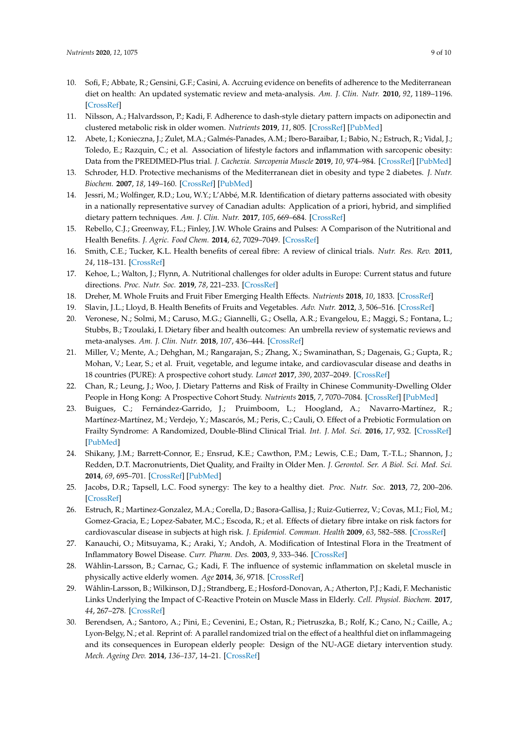10. Sofi, F.; Abbate, R.; Gensini, G.F.; Casini, A. Accruing evidence on benefits of adherence to the Mediterranean diet on health: An updated systematic review and meta-analysis. *Am. J. Clin. Nutr.* **2010**, *92*, 1189–1196. [CrossRef]
11. Nilsson, A.; Halvardsson, P.; Kadi, F. Adherence to dash-style dietary pattern impacts on adiponectin and clustered metabolic risk in older women. *Nutrients* **2019**, *11*, 805. [CrossRef] [PubMed]
12. Abete, I.; Konieczna, J.; Zulet, M.A.; Galmés-Panades, A.M.; Ibero-Baraibar, I.; Babio, N.; Estruch, R.; Vidal, J.; Toledo, E.; Razquin, C.; et al. Association of lifestyle factors and inflammation with sarcopenic obesity: Data from the PREDIMED-Plus trial. *J. Cachexia. Sarcopenia Muscle* **2019**, *10*, 974–984. [CrossRef] [PubMed]
13. Schroder, H.D. Protective mechanisms of the Mediterranean diet in obesity and type 2 diabetes. *J. Nutr. Biochem.* **2007**, *18*, 149–160. [CrossRef] [PubMed]
14. Jessri, M.; Wolfinger, R.D.; Lou, W.Y.; L'Abbé, M.R. Identification of dietary patterns associated with obesity in a nationally representative survey of Canadian adults: Application of a priori, hybrid, and simplified dietary pattern techniques. *Am. J. Clin. Nutr.* **2017**, *105*, 669–684. [CrossRef]
15. Rebello, C.J.; Greenway, F.L.; Finley, J.W. Whole Grains and Pulses: A Comparison of the Nutritional and Health Benefits. *J. Agric. Food Chem.* **2014**, *62*, 7029–7049. [CrossRef]
16. Smith, C.E.; Tucker, K.L. Health benefits of cereal fibre: A review of clinical trials. *Nutr. Res. Rev.* **2011**, *24*, 118–131. [CrossRef]
17. Kehoe, L.; Walton, J.; Flynn, A. Nutritional challenges for older adults in Europe: Current status and future directions. *Proc. Nutr. Soc.* **2019**, *78*, 221–233. [CrossRef]
18. Dreher, M. Whole Fruits and Fruit Fiber Emerging Health Effects. *Nutrients* **2018**, *10*, 1833. [CrossRef]
19. Slavin, J.L.; Lloyd, B. Health Benefits of Fruits and Vegetables. *Adv. Nutr.* **2012**, *3*, 506–516. [CrossRef]
20. Veronese, N.; Solmi, M.; Caruso, M.G.; Giannelli, G.; Osella, A.R.; Evangelou, E.; Maggi, S.; Fontana, L.; Stubbs, B.; Tzoulaki, I. Dietary fiber and health outcomes: An umbrella review of systematic reviews and meta-analyses. *Am. J. Clin. Nutr.* **2018**, *107*, 436–444. [CrossRef]
21. Miller, V.; Mente, A.; Dehghan, M.; Rangarajan, S.; Zhang, X.; Swaminathan, S.; Dagenais, G.; Gupta, R.; Mohan, V.; Lear, S.; et al. Fruit, vegetable, and legume intake, and cardiovascular disease and deaths in 18 countries (PURE): A prospective cohort study. *Lancet* **2017**, *390*, 2037–2049. [CrossRef]
22. Chan, R.; Leung, J.; Woo, J. Dietary Patterns and Risk of Frailty in Chinese Community-Dwelling Older People in Hong Kong: A Prospective Cohort Study. *Nutrients* **2015**, *7*, 7070–7084. [CrossRef] [PubMed]
23. Buigues, C.; Fernández-Garrido, J.; Pruimboom, L.; Hoogland, A.; Navarro-Martínez, R.; Martínez-Martínez, M.; Verdejo, Y.; Mascarós, M.; Peris, C.; Cauli, O. Effect of a Prebiotic Formulation on Frailty Syndrome: A Randomized, Double-Blind Clinical Trial. *Int. J. Mol. Sci.* **2016**, *17*, 932. [CrossRef] [PubMed]
24. Shikany, J.M.; Barrett-Connor, E.; Ensrud, K.E.; Cawthon, P.M.; Lewis, C.E.; Dam, T.-T.L.; Shannon, J.; Redden, D.T. Macronutrients, Diet Quality, and Frailty in Older Men. *J. Gerontol. Ser. A Biol. Sci. Med. Sci.* **2014**, *69*, 695–701. [CrossRef] [PubMed]
25. Jacobs, D.R.; Tapsell, L.C. Food synergy: The key to a healthy diet. *Proc. Nutr. Soc.* **2013**, *72*, 200–206. [CrossRef]
26. Estruch, R.; Martinez-Gonzalez, M.A.; Corella, D.; Basora-Gallisa, J.; Ruiz-Gutierrez, V.; Covas, M.I.; Fiol, M.; Gomez-Gracia, E.; Lopez-Sabater, M.C.; Escoda, R.; et al. Effects of dietary fibre intake on risk factors for cardiovascular disease in subjects at high risk. *J. Epidemiol. Commun. Health* **2009**, *63*, 582–588. [CrossRef]
27. Kanauchi, O.; Mitsuyama, K.; Araki, Y.; Andoh, A. Modification of Intestinal Flora in the Treatment of Inflammatory Bowel Disease. *Curr. Pharm. Des.* **2003**, *9*, 333–346. [CrossRef]
28. Wåhlin-Larsson, B.; Carnac, G.; Kadi, F. The influence of systemic inflammation on skeletal muscle in physically active elderly women. *Age* **2014**, *36*, 9718. [CrossRef]
29. Wåhlin-Larsson, B.; Wilkinson, D.J.; Strandberg, E.; Hosford-Donovan, A.; Atherton, P.J.; Kadi, F. Mechanistic Links Underlying the Impact of C-Reactive Protein on Muscle Mass in Elderly. *Cell. Physiol. Biochem.* **2017**, *44*, 267–278. [CrossRef]
30. Berendsen, A.; Santoro, A.; Pini, E.; Cevenini, E.; Ostan, R.; Pietruszka, B.; Rolf, K.; Cano, N.; Caille, A.; Lyon-Belgy, N.; et al. Reprint of: A parallel randomized trial on the effect of a healthful diet on inflammageing and its consequences in European elderly people: Design of the NU-AGE dietary intervention study. *Mech. Ageing Dev.* **2014**, *136–137*, 14–21. [CrossRef]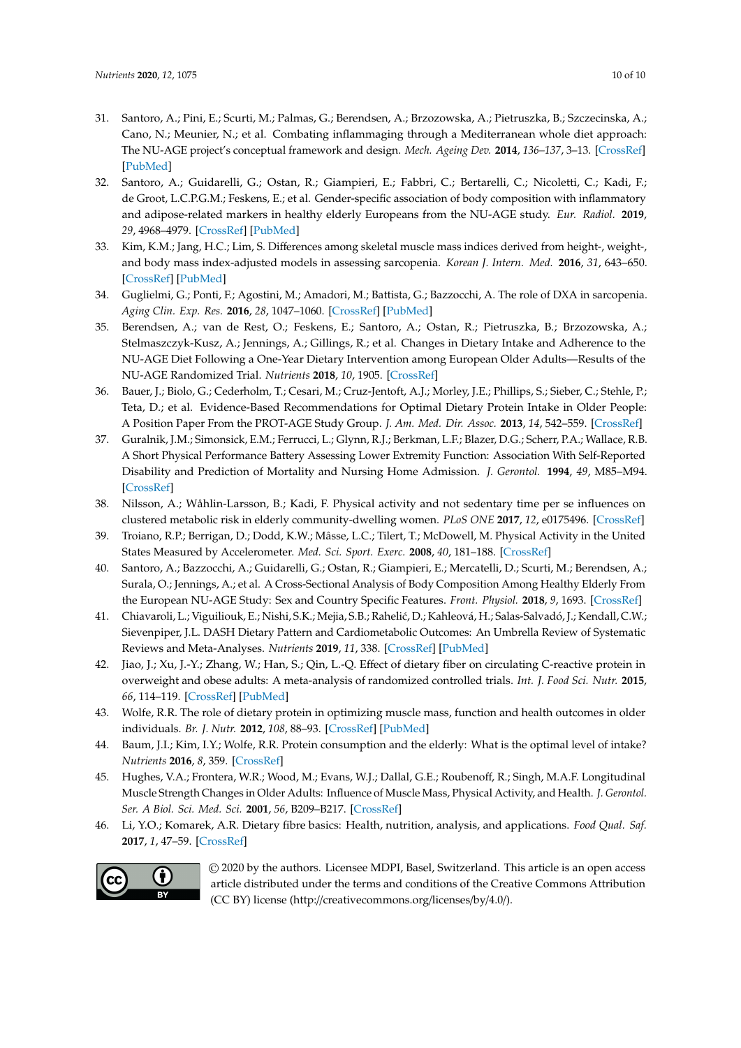31. Santoro, A.; Pini, E.; Scurti, M.; Palmas, G.; Berendsen, A.; Brzozowska, A.; Pietruszka, B.; Szczecinska, A.; Cano, N.; Meunier, N.; et al. Combating inflammaging through a Mediterranean whole diet approach: The NU-AGE project's conceptual framework and design. *Mech. Ageing Dev.* **2014**, *136–137*, 3–13. [CrossRef] [PubMed]
32. Santoro, A.; Guidarelli, G.; Ostan, R.; Giampieri, E.; Fabbri, C.; Bertarelli, C.; Nicoletti, C.; Kadi, F.; de Groot, L.C.P.G.M.; Feskens, E.; et al. Gender-specific association of body composition with inflammatory and adipose-related markers in healthy elderly Europeans from the NU-AGE study. *Eur. Radiol.* **2019**, *29*, 4968–4979. [CrossRef] [PubMed]
33. Kim, K.M.; Jang, H.C.; Lim, S. Differences among skeletal muscle mass indices derived from height-, weight-, and body mass index-adjusted models in assessing sarcopenia. *Korean J. Intern. Med.* **2016**, *31*, 643–650. [CrossRef] [PubMed]
34. Guglielmi, G.; Ponti, F.; Agostini, M.; Amadori, M.; Battista, G.; Bazzocchi, A. The role of DXA in sarcopenia. *Aging Clin. Exp. Res.* **2016**, *28*, 1047–1060. [CrossRef] [PubMed]
35. Berendsen, A.; van de Rest, O.; Feskens, E.; Santoro, A.; Ostan, R.; Pietruszka, B.; Brzozowska, A.; Stelmaszczyk-Kusz, A.; Jennings, A.; Gillings, R.; et al. Changes in Dietary Intake and Adherence to the NU-AGE Diet Following a One-Year Dietary Intervention among European Older Adults—Results of the NU-AGE Randomized Trial. *Nutrients* **2018**, *10*, 1905. [CrossRef]
36. Bauer, J.; Biolo, G.; Cederholm, T.; Cesari, M.; Cruz-Jentoft, A.J.; Morley, J.E.; Phillips, S.; Sieber, C.; Stehle, P.; Teta, D.; et al. Evidence-Based Recommendations for Optimal Dietary Protein Intake in Older People: A Position Paper From the PROT-AGE Study Group. *J. Am. Med. Dir. Assoc.* **2013**, *14*, 542–559. [CrossRef]
37. Guralnik, J.M.; Simonsick, E.M.; Ferrucci, L.; Glynn, R.J.; Berkman, L.F.; Blazer, D.G.; Scherr, P.A.; Wallace, R.B. A Short Physical Performance Battery Assessing Lower Extremity Function: Association With Self-Reported Disability and Prediction of Mortality and Nursing Home Admission. *J. Gerontol.* **1994**, *49*, M85–M94. [CrossRef]
38. Nilsson, A.; Wåhlin-Larsson, B.; Kadi, F. Physical activity and not sedentary time per se influences on clustered metabolic risk in elderly community-dwelling women. *PLoS ONE* **2017**, *12*, e0175496. [CrossRef]
39. Troiano, R.P.; Berrigan, D.; Dodd, K.W.; Mâsse, L.C.; Tilert, T.; McDowell, M. Physical Activity in the United States Measured by Accelerometer. *Med. Sci. Sport. Exerc.* **2008**, *40*, 181–188. [CrossRef]
40. Santoro, A.; Bazzocchi, A.; Guidarelli, G.; Ostan, R.; Giampieri, E.; Mercatelli, D.; Scurti, M.; Berendsen, A.; Surala, O.; Jennings, A.; et al. A Cross-Sectional Analysis of Body Composition Among Healthy Elderly From the European NU-AGE Study: Sex and Country Specific Features. *Front. Physiol.* **2018**, *9*, 1693. [CrossRef]
41. Chiavaroli, L.; Viguiliouk, E.; Nishi, S.K.; Mejia, S.B.; Rahelić, D.; Kahleová, H.; Salas-Salvadó, J.; Kendall, C.W.; Sievenpiper, J.L. DASH Dietary Pattern and Cardiometabolic Outcomes: An Umbrella Review of Systematic Reviews and Meta-Analyses. *Nutrients* **2019**, *11*, 338. [CrossRef] [PubMed]
42. Jiao, J.; Xu, J.-Y.; Zhang, W.; Han, S.; Qin, L.-Q. Effect of dietary fiber on circulating C-reactive protein in overweight and obese adults: A meta-analysis of randomized controlled trials. *Int. J. Food Sci. Nutr.* **2015**, *66*, 114–119. [CrossRef] [PubMed]
43. Wolfe, R.R. The role of dietary protein in optimizing muscle mass, function and health outcomes in older individuals. *Br. J. Nutr.* **2012**, *108*, 88–93. [CrossRef] [PubMed]
44. Baum, J.I.; Kim, I.Y.; Wolfe, R.R. Protein consumption and the elderly: What is the optimal level of intake? *Nutrients* **2016**, *8*, 359. [CrossRef]
45. Hughes, V.A.; Frontera, W.R.; Wood, M.; Evans, W.J.; Dallal, G.E.; Roubenoff, R.; Singh, M.A.F. Longitudinal Muscle Strength Changes in Older Adults: Influence of Muscle Mass, Physical Activity, and Health. *J. Gerontol. Ser. A Biol. Sci. Med. Sci.* **2001**, *56*, B209–B217. [CrossRef]
46. Li, Y.O.; Komarek, A.R. Dietary fibre basics: Health, nutrition, analysis, and applications. *Food Qual. Saf.* **2017**, *1*, 47–59. [CrossRef]

© 2020 by the authors. Licensee MDPI, Basel, Switzerland. This article is an open access article distributed under the terms and conditions of the Creative Commons Attribution (CC BY) license (http://creativecommons.org/licenses/by/4.0/).